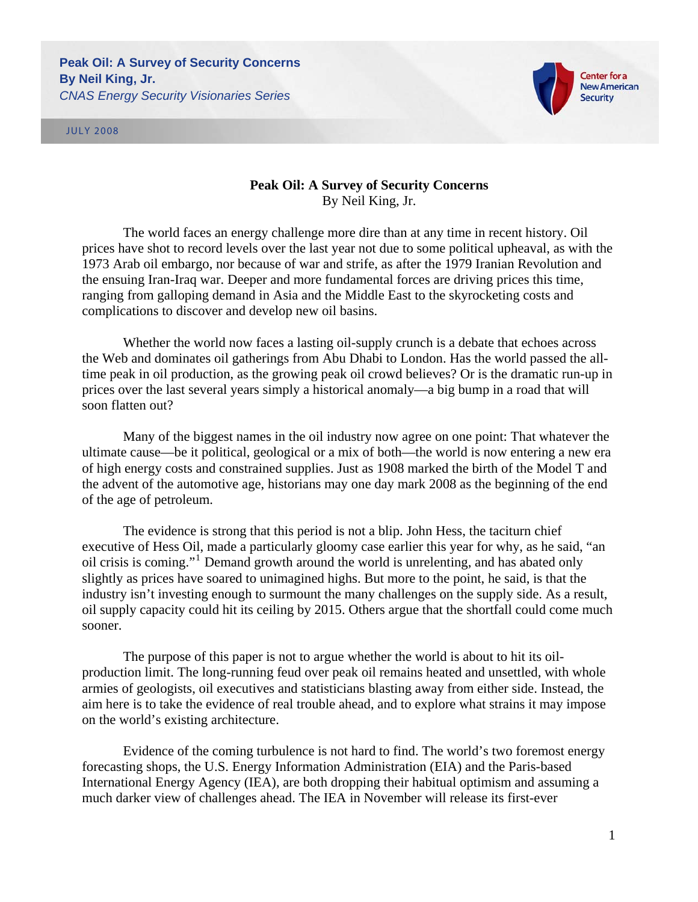**Peak Oil: A Survey of Security Concerns**
**By Neil King, Jr.**
*CNAS Energy Security Visionaries Series*

Center for a New American Security

JULY 2008

# Peak Oil: A Survey of Security Concerns

By Neil King, Jr.

The world faces an energy challenge more dire than at any time in recent history. Oil prices have shot to record levels over the last year not due to some political upheaval, as with the 1973 Arab oil embargo, nor because of war and strife, as after the 1979 Iranian Revolution and the ensuing Iran-Iraq war. Deeper and more fundamental forces are driving prices this time, ranging from galloping demand in Asia and the Middle East to the skyrocketing costs and complications to discover and develop new oil basins.

Whether the world now faces a lasting oil-supply crunch is a debate that echoes across the Web and dominates oil gatherings from Abu Dhabi to London. Has the world passed the all-time peak in oil production, as the growing peak oil crowd believes? Or is the dramatic run-up in prices over the last several years simply a historical anomaly—a big bump in a road that will soon flatten out?

Many of the biggest names in the oil industry now agree on one point: That whatever the ultimate cause—be it political, geological or a mix of both—the world is now entering a new era of high energy costs and constrained supplies. Just as 1908 marked the birth of the Model T and the advent of the automotive age, historians may one day mark 2008 as the beginning of the end of the age of petroleum.

The evidence is strong that this period is not a blip. John Hess, the taciturn chief executive of Hess Oil, made a particularly gloomy case earlier this year for why, as he said, "an oil crisis is coming."[1] Demand growth around the world is unrelenting, and has abated only slightly as prices have soared to unimagined highs. But more to the point, he said, is that the industry isn't investing enough to surmount the many challenges on the supply side. As a result, oil supply capacity could hit its ceiling by 2015. Others argue that the shortfall could come much sooner.

The purpose of this paper is not to argue whether the world is about to hit its oil-production limit. The long-running feud over peak oil remains heated and unsettled, with whole armies of geologists, oil executives and statisticians blasting away from either side. Instead, the aim here is to take the evidence of real trouble ahead, and to explore what strains it may impose on the world's existing architecture.

Evidence of the coming turbulence is not hard to find. The world's two foremost energy forecasting shops, the U.S. Energy Information Administration (EIA) and the Paris-based International Energy Agency (IEA), are both dropping their habitual optimism and assuming a much darker view of challenges ahead. The IEA in November will release its first-ever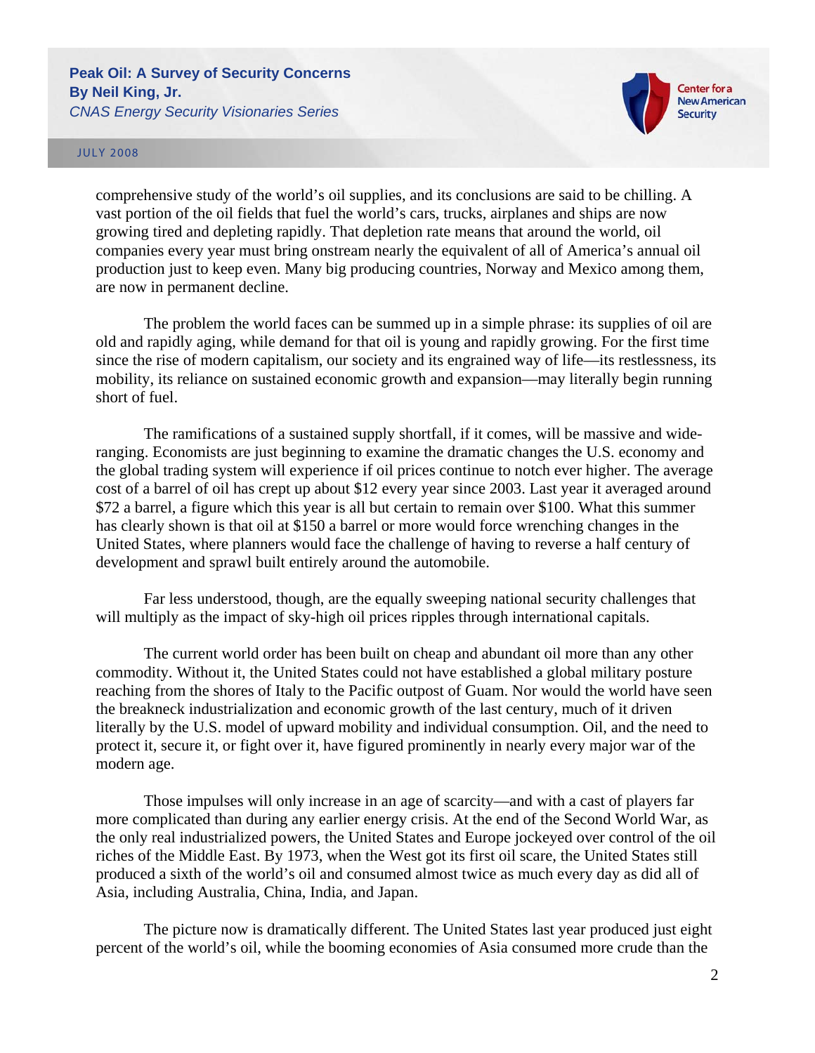comprehensive study of the world's oil supplies, and its conclusions are said to be chilling. A vast portion of the oil fields that fuel the world's cars, trucks, airplanes and ships are now growing tired and depleting rapidly. That depletion rate means that around the world, oil companies every year must bring onstream nearly the equivalent of all of America's annual oil production just to keep even. Many big producing countries, Norway and Mexico among them, are now in permanent decline.

The problem the world faces can be summed up in a simple phrase: its supplies of oil are old and rapidly aging, while demand for that oil is young and rapidly growing. For the first time since the rise of modern capitalism, our society and its engrained way of life—its restlessness, its mobility, its reliance on sustained economic growth and expansion—may literally begin running short of fuel.

The ramifications of a sustained supply shortfall, if it comes, will be massive and wide-ranging. Economists are just beginning to examine the dramatic changes the U.S. economy and the global trading system will experience if oil prices continue to notch ever higher. The average cost of a barrel of oil has crept up about $12 every year since 2003. Last year it averaged around $72 a barrel, a figure which this year is all but certain to remain over $100. What this summer has clearly shown is that oil at $150 a barrel or more would force wrenching changes in the United States, where planners would face the challenge of having to reverse a half century of development and sprawl built entirely around the automobile.

Far less understood, though, are the equally sweeping national security challenges that will multiply as the impact of sky-high oil prices ripples through international capitals.

The current world order has been built on cheap and abundant oil more than any other commodity. Without it, the United States could not have established a global military posture reaching from the shores of Italy to the Pacific outpost of Guam. Nor would the world have seen the breakneck industrialization and economic growth of the last century, much of it driven literally by the U.S. model of upward mobility and individual consumption. Oil, and the need to protect it, secure it, or fight over it, have figured prominently in nearly every major war of the modern age.

Those impulses will only increase in an age of scarcity—and with a cast of players far more complicated than during any earlier energy crisis. At the end of the Second World War, as the only real industrialized powers, the United States and Europe jockeyed over control of the oil riches of the Middle East. By 1973, when the West got its first oil scare, the United States still produced a sixth of the world's oil and consumed almost twice as much every day as did all of Asia, including Australia, China, India, and Japan.

The picture now is dramatically different. The United States last year produced just eight percent of the world's oil, while the booming economies of Asia consumed more crude than the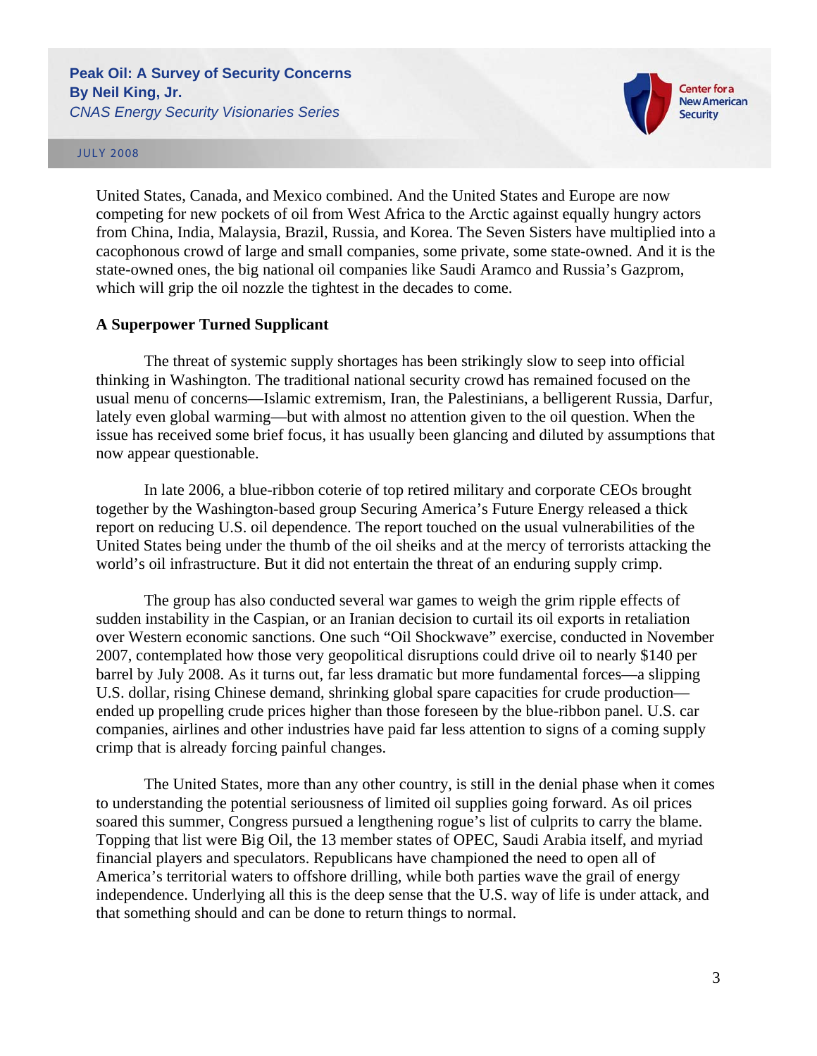United States, Canada, and Mexico combined. And the United States and Europe are now competing for new pockets of oil from West Africa to the Arctic against equally hungry actors from China, India, Malaysia, Brazil, Russia, and Korea. The Seven Sisters have multiplied into a cacophonous crowd of large and small companies, some private, some state-owned. And it is the state-owned ones, the big national oil companies like Saudi Aramco and Russia's Gazprom, which will grip the oil nozzle the tightest in the decades to come.

**A Superpower Turned Supplicant**

The threat of systemic supply shortages has been strikingly slow to seep into official thinking in Washington. The traditional national security crowd has remained focused on the usual menu of concerns—Islamic extremism, Iran, the Palestinians, a belligerent Russia, Darfur, lately even global warming—but with almost no attention given to the oil question. When the issue has received some brief focus, it has usually been glancing and diluted by assumptions that now appear questionable.

In late 2006, a blue-ribbon coterie of top retired military and corporate CEOs brought together by the Washington-based group Securing America's Future Energy released a thick report on reducing U.S. oil dependence. The report touched on the usual vulnerabilities of the United States being under the thumb of the oil sheiks and at the mercy of terrorists attacking the world's oil infrastructure. But it did not entertain the threat of an enduring supply crimp.

The group has also conducted several war games to weigh the grim ripple effects of sudden instability in the Caspian, or an Iranian decision to curtail its oil exports in retaliation over Western economic sanctions. One such "Oil Shockwave" exercise, conducted in November 2007, contemplated how those very geopolitical disruptions could drive oil to nearly $140 per barrel by July 2008. As it turns out, far less dramatic but more fundamental forces—a slipping U.S. dollar, rising Chinese demand, shrinking global spare capacities for crude production—ended up propelling crude prices higher than those foreseen by the blue-ribbon panel. U.S. car companies, airlines and other industries have paid far less attention to signs of a coming supply crimp that is already forcing painful changes.

The United States, more than any other country, is still in the denial phase when it comes to understanding the potential seriousness of limited oil supplies going forward. As oil prices soared this summer, Congress pursued a lengthening rogue's list of culprits to carry the blame. Topping that list were Big Oil, the 13 member states of OPEC, Saudi Arabia itself, and myriad financial players and speculators. Republicans have championed the need to open all of America's territorial waters to offshore drilling, while both parties wave the grail of energy independence. Underlying all this is the deep sense that the U.S. way of life is under attack, and that something should and can be done to return things to normal.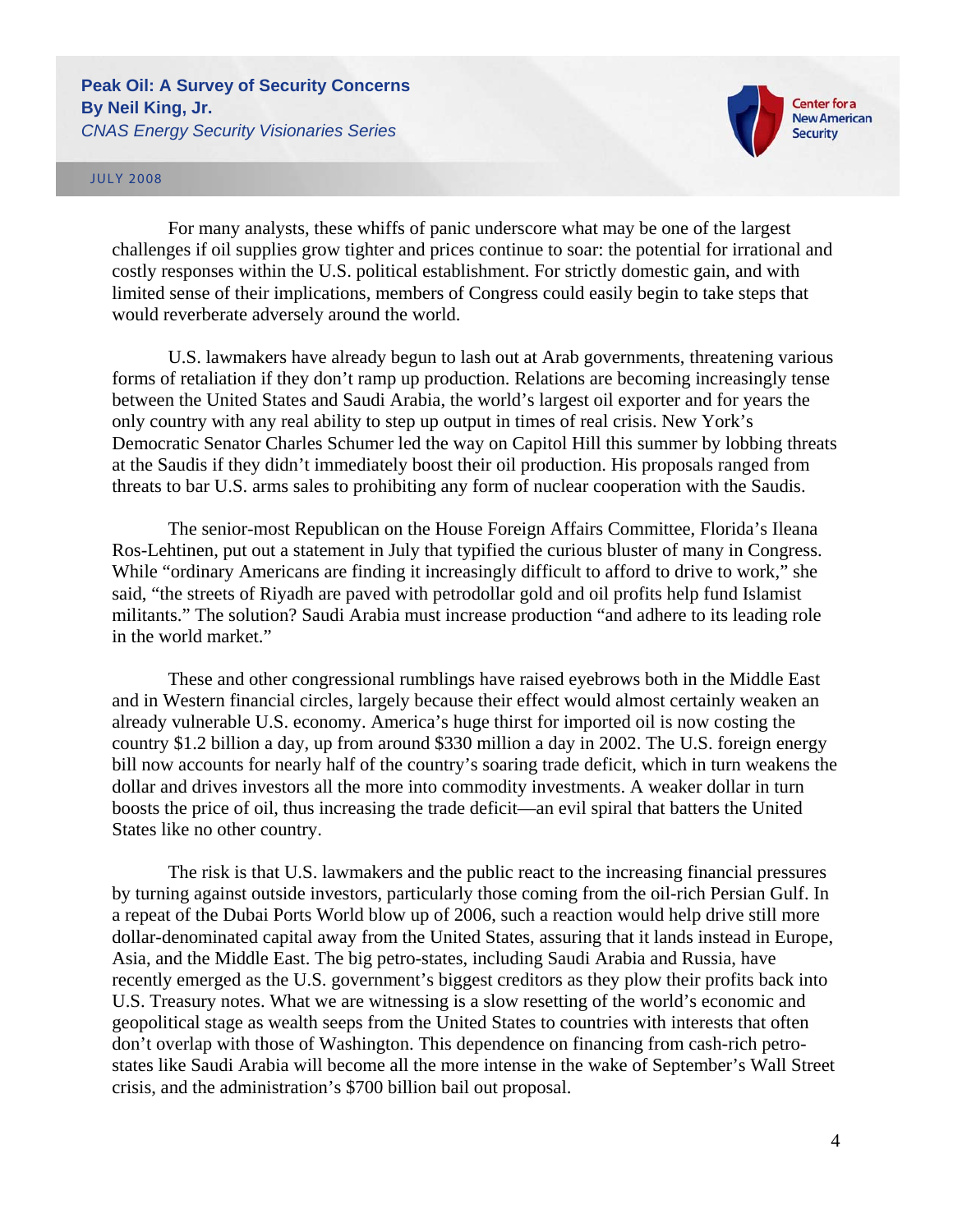For many analysts, these whiffs of panic underscore what may be one of the largest challenges if oil supplies grow tighter and prices continue to soar: the potential for irrational and costly responses within the U.S. political establishment. For strictly domestic gain, and with limited sense of their implications, members of Congress could easily begin to take steps that would reverberate adversely around the world.

U.S. lawmakers have already begun to lash out at Arab governments, threatening various forms of retaliation if they don't ramp up production. Relations are becoming increasingly tense between the United States and Saudi Arabia, the world's largest oil exporter and for years the only country with any real ability to step up output in times of real crisis. New York's Democratic Senator Charles Schumer led the way on Capitol Hill this summer by lobbing threats at the Saudis if they didn't immediately boost their oil production. His proposals ranged from threats to bar U.S. arms sales to prohibiting any form of nuclear cooperation with the Saudis.

The senior-most Republican on the House Foreign Affairs Committee, Florida's Ileana Ros-Lehtinen, put out a statement in July that typified the curious bluster of many in Congress. While "ordinary Americans are finding it increasingly difficult to afford to drive to work," she said, "the streets of Riyadh are paved with petrodollar gold and oil profits help fund Islamist militants." The solution? Saudi Arabia must increase production "and adhere to its leading role in the world market."

These and other congressional rumblings have raised eyebrows both in the Middle East and in Western financial circles, largely because their effect would almost certainly weaken an already vulnerable U.S. economy. America's huge thirst for imported oil is now costing the country $1.2 billion a day, up from around $330 million a day in 2002. The U.S. foreign energy bill now accounts for nearly half of the country's soaring trade deficit, which in turn weakens the dollar and drives investors all the more into commodity investments. A weaker dollar in turn boosts the price of oil, thus increasing the trade deficit—an evil spiral that batters the United States like no other country.

The risk is that U.S. lawmakers and the public react to the increasing financial pressures by turning against outside investors, particularly those coming from the oil-rich Persian Gulf. In a repeat of the Dubai Ports World blow up of 2006, such a reaction would help drive still more dollar-denominated capital away from the United States, assuring that it lands instead in Europe, Asia, and the Middle East. The big petro-states, including Saudi Arabia and Russia, have recently emerged as the U.S. government's biggest creditors as they plow their profits back into U.S. Treasury notes. What we are witnessing is a slow resetting of the world's economic and geopolitical stage as wealth seeps from the United States to countries with interests that often don't overlap with those of Washington. This dependence on financing from cash-rich petro-states like Saudi Arabia will become all the more intense in the wake of September's Wall Street crisis, and the administration's $700 billion bail out proposal.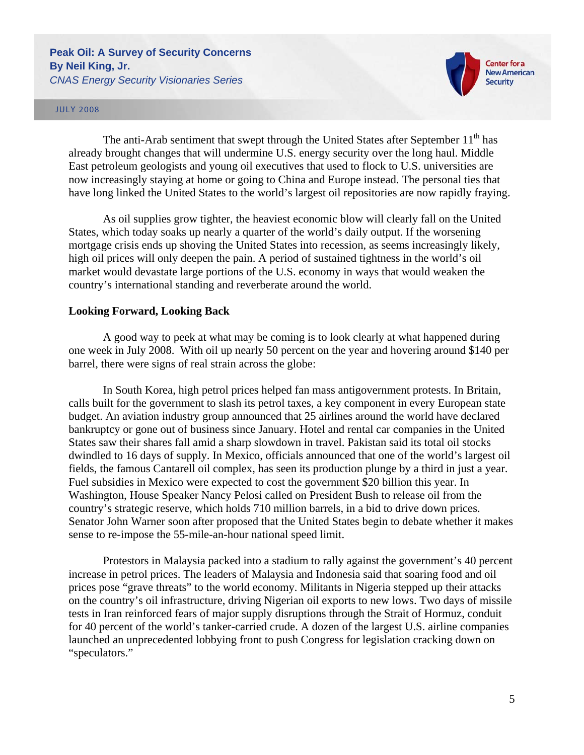The anti-Arab sentiment that swept through the United States after September 11th has already brought changes that will undermine U.S. energy security over the long haul. Middle East petroleum geologists and young oil executives that used to flock to U.S. universities are now increasingly staying at home or going to China and Europe instead. The personal ties that have long linked the United States to the world's largest oil repositories are now rapidly fraying.

As oil supplies grow tighter, the heaviest economic blow will clearly fall on the United States, which today soaks up nearly a quarter of the world's daily output. If the worsening mortgage crisis ends up shoving the United States into recession, as seems increasingly likely, high oil prices will only deepen the pain. A period of sustained tightness in the world's oil market would devastate large portions of the U.S. economy in ways that would weaken the country's international standing and reverberate around the world.

**Looking Forward, Looking Back**

A good way to peek at what may be coming is to look clearly at what happened during one week in July 2008. With oil up nearly 50 percent on the year and hovering around $140 per barrel, there were signs of real strain across the globe:

In South Korea, high petrol prices helped fan mass antigovernment protests. In Britain, calls built for the government to slash its petrol taxes, a key component in every European state budget. An aviation industry group announced that 25 airlines around the world have declared bankruptcy or gone out of business since January. Hotel and rental car companies in the United States saw their shares fall amid a sharp slowdown in travel. Pakistan said its total oil stocks dwindled to 16 days of supply. In Mexico, officials announced that one of the world's largest oil fields, the famous Cantarell oil complex, has seen its production plunge by a third in just a year. Fuel subsidies in Mexico were expected to cost the government $20 billion this year. In Washington, House Speaker Nancy Pelosi called on President Bush to release oil from the country's strategic reserve, which holds 710 million barrels, in a bid to drive down prices. Senator John Warner soon after proposed that the United States begin to debate whether it makes sense to re-impose the 55-mile-an-hour national speed limit.

Protestors in Malaysia packed into a stadium to rally against the government's 40 percent increase in petrol prices. The leaders of Malaysia and Indonesia said that soaring food and oil prices pose "grave threats" to the world economy. Militants in Nigeria stepped up their attacks on the country's oil infrastructure, driving Nigerian oil exports to new lows. Two days of missile tests in Iran reinforced fears of major supply disruptions through the Strait of Hormuz, conduit for 40 percent of the world's tanker-carried crude. A dozen of the largest U.S. airline companies launched an unprecedented lobbying front to push Congress for legislation cracking down on "speculators."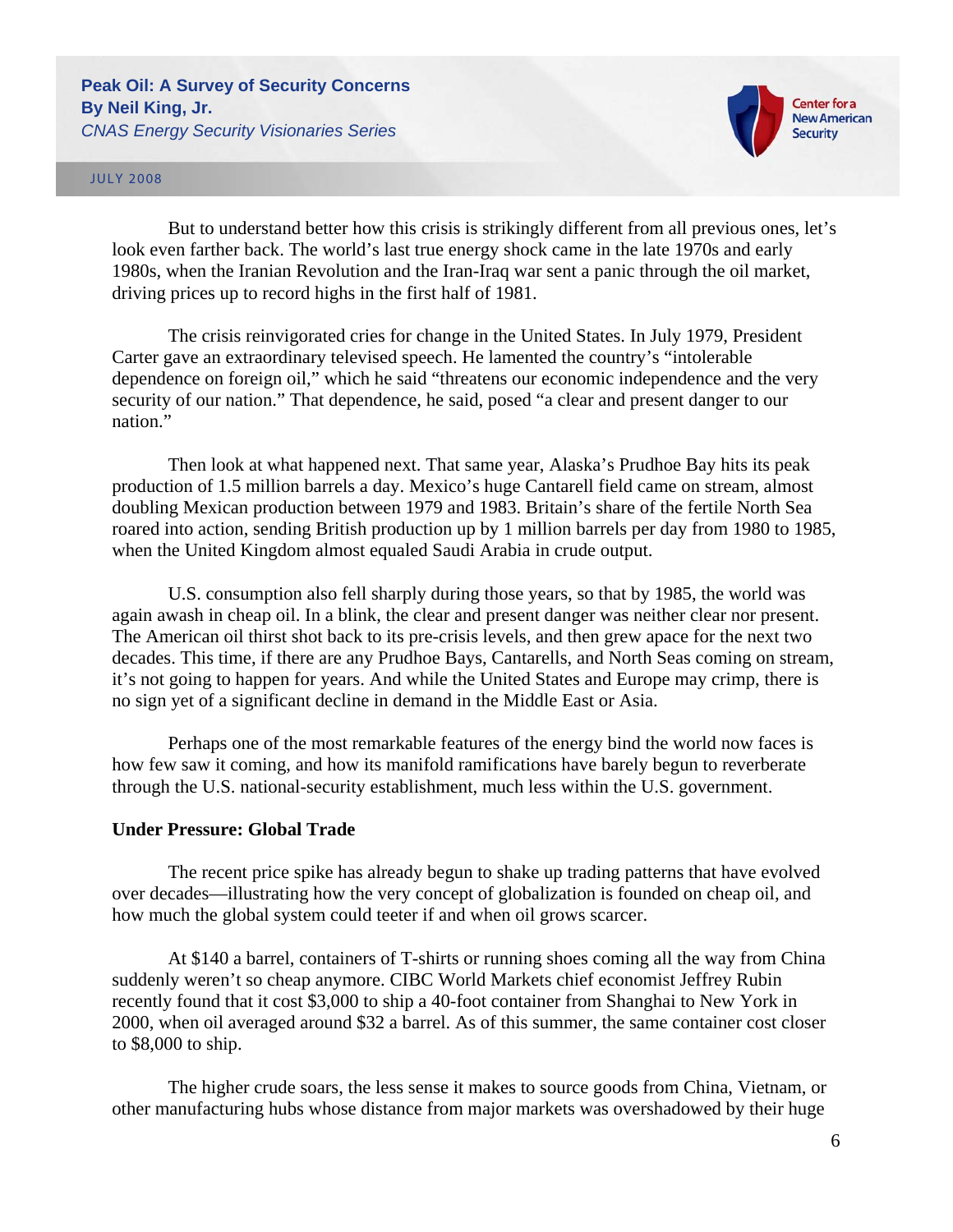But to understand better how this crisis is strikingly different from all previous ones, let's look even farther back. The world's last true energy shock came in the late 1970s and early 1980s, when the Iranian Revolution and the Iran-Iraq war sent a panic through the oil market, driving prices up to record highs in the first half of 1981.

The crisis reinvigorated cries for change in the United States. In July 1979, President Carter gave an extraordinary televised speech. He lamented the country's "intolerable dependence on foreign oil," which he said "threatens our economic independence and the very security of our nation." That dependence, he said, posed "a clear and present danger to our nation."

Then look at what happened next. That same year, Alaska's Prudhoe Bay hits its peak production of 1.5 million barrels a day. Mexico's huge Cantarell field came on stream, almost doubling Mexican production between 1979 and 1983. Britain's share of the fertile North Sea roared into action, sending British production up by 1 million barrels per day from 1980 to 1985, when the United Kingdom almost equaled Saudi Arabia in crude output.

U.S. consumption also fell sharply during those years, so that by 1985, the world was again awash in cheap oil. In a blink, the clear and present danger was neither clear nor present. The American oil thirst shot back to its pre-crisis levels, and then grew apace for the next two decades. This time, if there are any Prudhoe Bays, Cantarells, and North Seas coming on stream, it's not going to happen for years. And while the United States and Europe may crimp, there is no sign yet of a significant decline in demand in the Middle East or Asia.

Perhaps one of the most remarkable features of the energy bind the world now faces is how few saw it coming, and how its manifold ramifications have barely begun to reverberate through the U.S. national-security establishment, much less within the U.S. government.

**Under Pressure: Global Trade**

The recent price spike has already begun to shake up trading patterns that have evolved over decades—illustrating how the very concept of globalization is founded on cheap oil, and how much the global system could teeter if and when oil grows scarcer.

At $140 a barrel, containers of T-shirts or running shoes coming all the way from China suddenly weren't so cheap anymore. CIBC World Markets chief economist Jeffrey Rubin recently found that it cost $3,000 to ship a 40-foot container from Shanghai to New York in 2000, when oil averaged around $32 a barrel. As of this summer, the same container cost closer to $8,000 to ship.

The higher crude soars, the less sense it makes to source goods from China, Vietnam, or other manufacturing hubs whose distance from major markets was overshadowed by their huge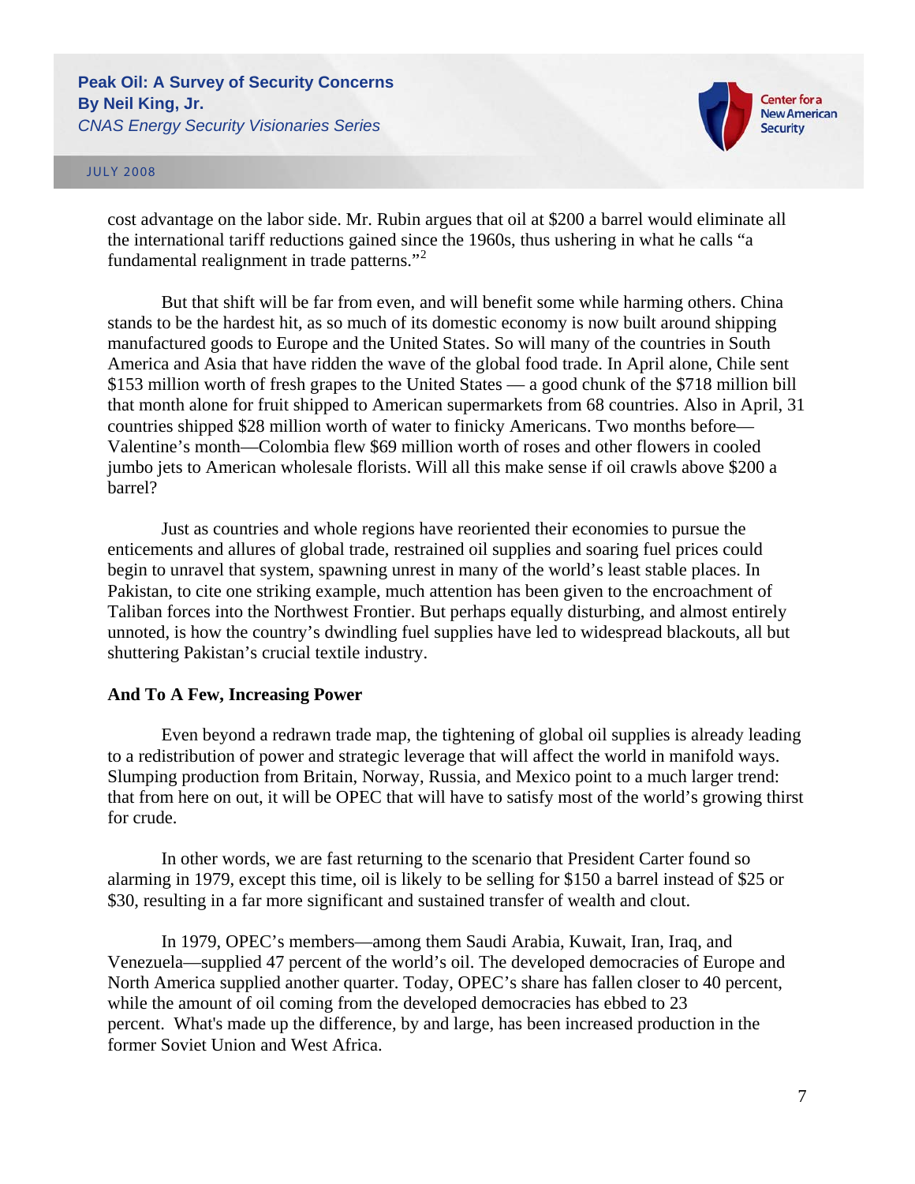cost advantage on the labor side. Mr. Rubin argues that oil at $200 a barrel would eliminate all the international tariff reductions gained since the 1960s, thus ushering in what he calls "a fundamental realignment in trade patterns."[2]

But that shift will be far from even, and will benefit some while harming others. China stands to be the hardest hit, as so much of its domestic economy is now built around shipping manufactured goods to Europe and the United States. So will many of the countries in South America and Asia that have ridden the wave of the global food trade. In April alone, Chile sent $153 million worth of fresh grapes to the United States — a good chunk of the $718 million bill that month alone for fruit shipped to American supermarkets from 68 countries. Also in April, 31 countries shipped $28 million worth of water to finicky Americans. Two months before—Valentine's month—Colombia flew $69 million worth of roses and other flowers in cooled jumbo jets to American wholesale florists. Will all this make sense if oil crawls above $200 a barrel?

Just as countries and whole regions have reoriented their economies to pursue the enticements and allures of global trade, restrained oil supplies and soaring fuel prices could begin to unravel that system, spawning unrest in many of the world's least stable places. In Pakistan, to cite one striking example, much attention has been given to the encroachment of Taliban forces into the Northwest Frontier. But perhaps equally disturbing, and almost entirely unnoted, is how the country's dwindling fuel supplies have led to widespread blackouts, all but shuttering Pakistan's crucial textile industry.

**And To A Few, Increasing Power**

Even beyond a redrawn trade map, the tightening of global oil supplies is already leading to a redistribution of power and strategic leverage that will affect the world in manifold ways. Slumping production from Britain, Norway, Russia, and Mexico point to a much larger trend: that from here on out, it will be OPEC that will have to satisfy most of the world's growing thirst for crude.

In other words, we are fast returning to the scenario that President Carter found so alarming in 1979, except this time, oil is likely to be selling for $150 a barrel instead of $25 or $30, resulting in a far more significant and sustained transfer of wealth and clout.

In 1979, OPEC's members—among them Saudi Arabia, Kuwait, Iran, Iraq, and Venezuela—supplied 47 percent of the world's oil. The developed democracies of Europe and North America supplied another quarter. Today, OPEC's share has fallen closer to 40 percent, while the amount of oil coming from the developed democracies has ebbed to 23 percent. What's made up the difference, by and large, has been increased production in the former Soviet Union and West Africa.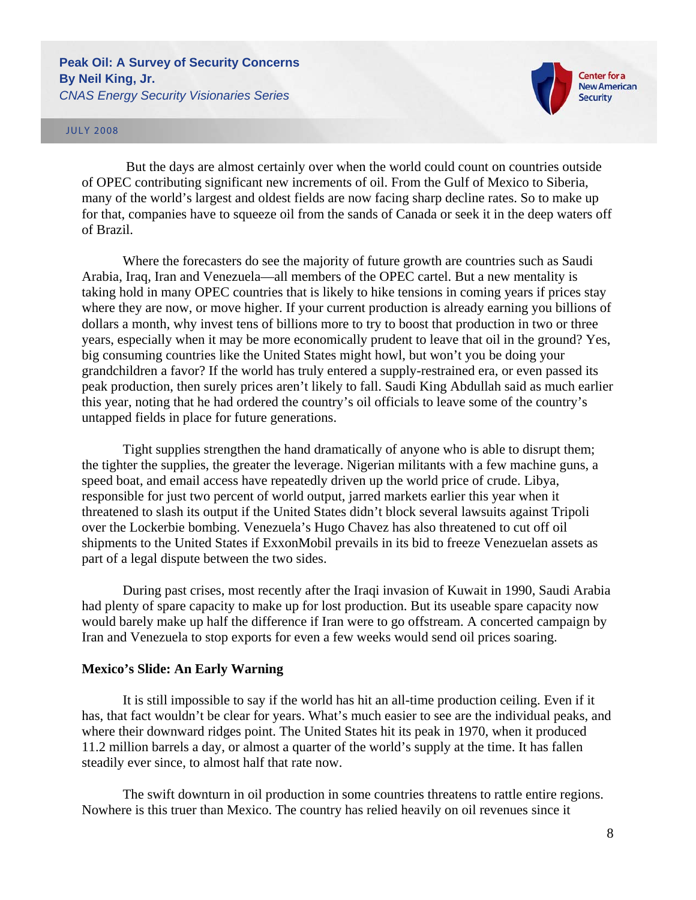But the days are almost certainly over when the world could count on countries outside of OPEC contributing significant new increments of oil. From the Gulf of Mexico to Siberia, many of the world's largest and oldest fields are now facing sharp decline rates. So to make up for that, companies have to squeeze oil from the sands of Canada or seek it in the deep waters off of Brazil.

Where the forecasters do see the majority of future growth are countries such as Saudi Arabia, Iraq, Iran and Venezuela—all members of the OPEC cartel. But a new mentality is taking hold in many OPEC countries that is likely to hike tensions in coming years if prices stay where they are now, or move higher. If your current production is already earning you billions of dollars a month, why invest tens of billions more to try to boost that production in two or three years, especially when it may be more economically prudent to leave that oil in the ground? Yes, big consuming countries like the United States might howl, but won't you be doing your grandchildren a favor? If the world has truly entered a supply-restrained era, or even passed its peak production, then surely prices aren't likely to fall. Saudi King Abdullah said as much earlier this year, noting that he had ordered the country's oil officials to leave some of the country's untapped fields in place for future generations.

Tight supplies strengthen the hand dramatically of anyone who is able to disrupt them; the tighter the supplies, the greater the leverage. Nigerian militants with a few machine guns, a speed boat, and email access have repeatedly driven up the world price of crude. Libya, responsible for just two percent of world output, jarred markets earlier this year when it threatened to slash its output if the United States didn't block several lawsuits against Tripoli over the Lockerbie bombing. Venezuela's Hugo Chavez has also threatened to cut off oil shipments to the United States if ExxonMobil prevails in its bid to freeze Venezuelan assets as part of a legal dispute between the two sides.

During past crises, most recently after the Iraqi invasion of Kuwait in 1990, Saudi Arabia had plenty of spare capacity to make up for lost production. But its useable spare capacity now would barely make up half the difference if Iran were to go offstream. A concerted campaign by Iran and Venezuela to stop exports for even a few weeks would send oil prices soaring.

**Mexico's Slide: An Early Warning**

It is still impossible to say if the world has hit an all-time production ceiling. Even if it has, that fact wouldn't be clear for years. What's much easier to see are the individual peaks, and where their downward ridges point. The United States hit its peak in 1970, when it produced 11.2 million barrels a day, or almost a quarter of the world's supply at the time. It has fallen steadily ever since, to almost half that rate now.

The swift downturn in oil production in some countries threatens to rattle entire regions. Nowhere is this truer than Mexico. The country has relied heavily on oil revenues since it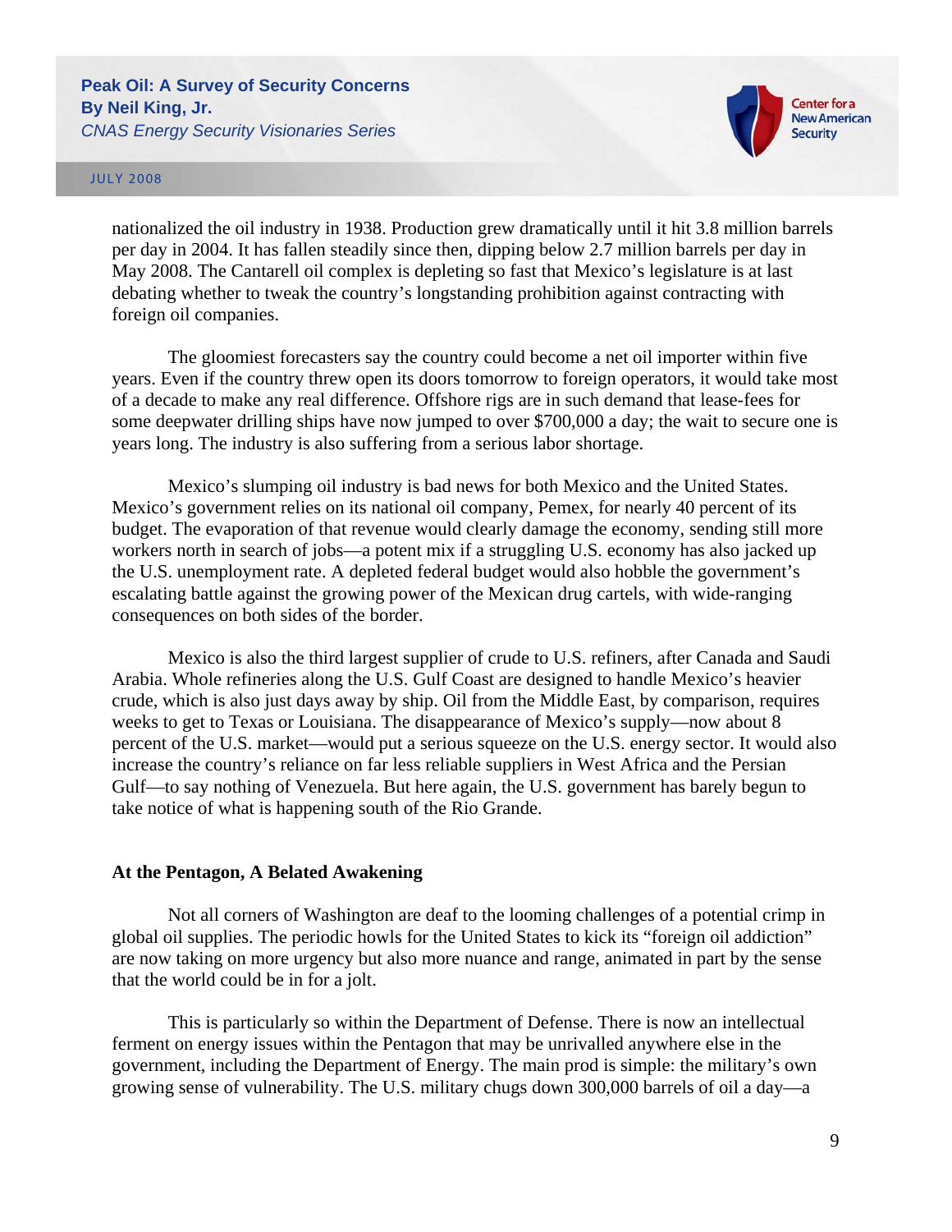nationalized the oil industry in 1938. Production grew dramatically until it hit 3.8 million barrels per day in 2004. It has fallen steadily since then, dipping below 2.7 million barrels per day in May 2008. The Cantarell oil complex is depleting so fast that Mexico's legislature is at last debating whether to tweak the country's longstanding prohibition against contracting with foreign oil companies.

The gloomiest forecasters say the country could become a net oil importer within five years. Even if the country threw open its doors tomorrow to foreign operators, it would take most of a decade to make any real difference. Offshore rigs are in such demand that lease-fees for some deepwater drilling ships have now jumped to over $700,000 a day; the wait to secure one is years long. The industry is also suffering from a serious labor shortage.

Mexico's slumping oil industry is bad news for both Mexico and the United States. Mexico's government relies on its national oil company, Pemex, for nearly 40 percent of its budget. The evaporation of that revenue would clearly damage the economy, sending still more workers north in search of jobs—a potent mix if a struggling U.S. economy has also jacked up the U.S. unemployment rate. A depleted federal budget would also hobble the government's escalating battle against the growing power of the Mexican drug cartels, with wide-ranging consequences on both sides of the border.

Mexico is also the third largest supplier of crude to U.S. refiners, after Canada and Saudi Arabia. Whole refineries along the U.S. Gulf Coast are designed to handle Mexico's heavier crude, which is also just days away by ship. Oil from the Middle East, by comparison, requires weeks to get to Texas or Louisiana. The disappearance of Mexico's supply—now about 8 percent of the U.S. market—would put a serious squeeze on the U.S. energy sector. It would also increase the country's reliance on far less reliable suppliers in West Africa and the Persian Gulf—to say nothing of Venezuela. But here again, the U.S. government has barely begun to take notice of what is happening south of the Rio Grande.

**At the Pentagon, A Belated Awakening**

Not all corners of Washington are deaf to the looming challenges of a potential crimp in global oil supplies. The periodic howls for the United States to kick its "foreign oil addiction" are now taking on more urgency but also more nuance and range, animated in part by the sense that the world could be in for a jolt.

This is particularly so within the Department of Defense. There is now an intellectual ferment on energy issues within the Pentagon that may be unrivalled anywhere else in the government, including the Department of Energy. The main prod is simple: the military's own growing sense of vulnerability. The U.S. military chugs down 300,000 barrels of oil a day—a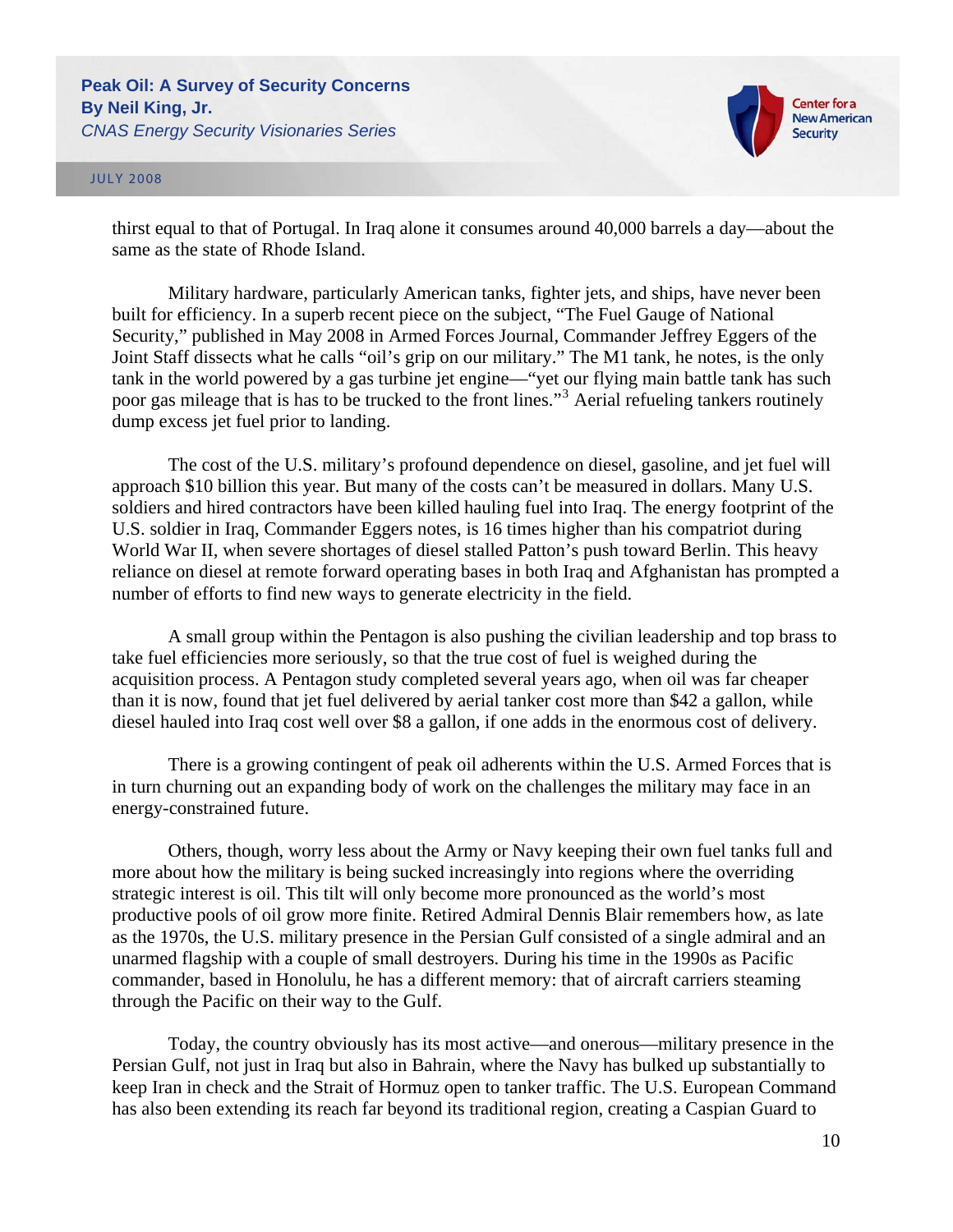thirst equal to that of Portugal. In Iraq alone it consumes around 40,000 barrels a day—about the same as the state of Rhode Island.

Military hardware, particularly American tanks, fighter jets, and ships, have never been built for efficiency. In a superb recent piece on the subject, "The Fuel Gauge of National Security," published in May 2008 in Armed Forces Journal, Commander Jeffrey Eggers of the Joint Staff dissects what he calls "oil's grip on our military." The M1 tank, he notes, is the only tank in the world powered by a gas turbine jet engine—"yet our flying main battle tank has such poor gas mileage that is has to be trucked to the front lines."[3] Aerial refueling tankers routinely dump excess jet fuel prior to landing.

The cost of the U.S. military's profound dependence on diesel, gasoline, and jet fuel will approach $10 billion this year. But many of the costs can't be measured in dollars. Many U.S. soldiers and hired contractors have been killed hauling fuel into Iraq. The energy footprint of the U.S. soldier in Iraq, Commander Eggers notes, is 16 times higher than his compatriot during World War II, when severe shortages of diesel stalled Patton's push toward Berlin. This heavy reliance on diesel at remote forward operating bases in both Iraq and Afghanistan has prompted a number of efforts to find new ways to generate electricity in the field.

A small group within the Pentagon is also pushing the civilian leadership and top brass to take fuel efficiencies more seriously, so that the true cost of fuel is weighed during the acquisition process. A Pentagon study completed several years ago, when oil was far cheaper than it is now, found that jet fuel delivered by aerial tanker cost more than $42 a gallon, while diesel hauled into Iraq cost well over $8 a gallon, if one adds in the enormous cost of delivery.

There is a growing contingent of peak oil adherents within the U.S. Armed Forces that is in turn churning out an expanding body of work on the challenges the military may face in an energy-constrained future.

Others, though, worry less about the Army or Navy keeping their own fuel tanks full and more about how the military is being sucked increasingly into regions where the overriding strategic interest is oil. This tilt will only become more pronounced as the world's most productive pools of oil grow more finite. Retired Admiral Dennis Blair remembers how, as late as the 1970s, the U.S. military presence in the Persian Gulf consisted of a single admiral and an unarmed flagship with a couple of small destroyers. During his time in the 1990s as Pacific commander, based in Honolulu, he has a different memory: that of aircraft carriers steaming through the Pacific on their way to the Gulf.

Today, the country obviously has its most active—and onerous—military presence in the Persian Gulf, not just in Iraq but also in Bahrain, where the Navy has bulked up substantially to keep Iran in check and the Strait of Hormuz open to tanker traffic. The U.S. European Command has also been extending its reach far beyond its traditional region, creating a Caspian Guard to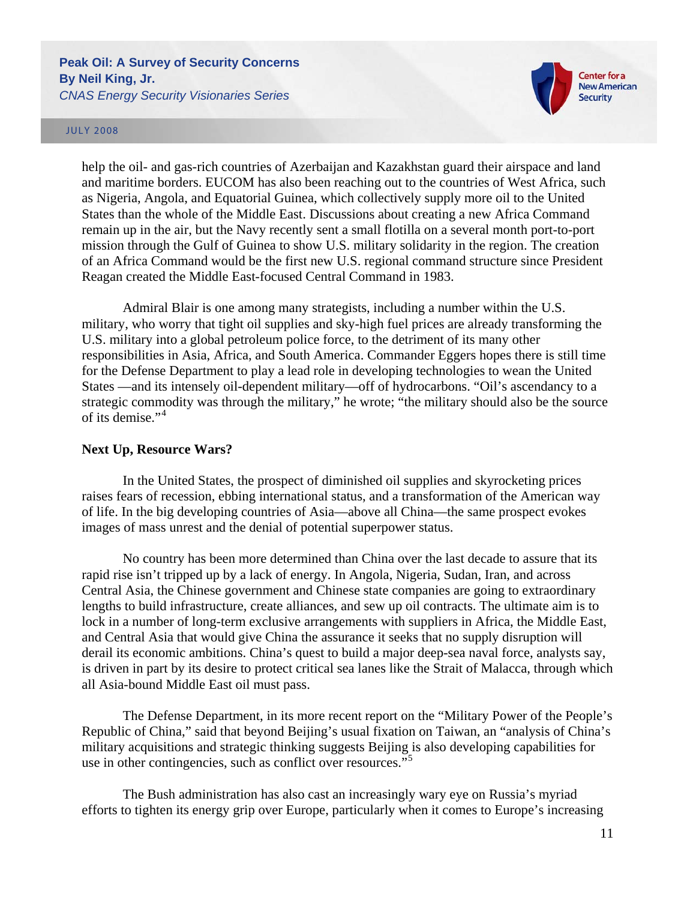help the oil- and gas-rich countries of Azerbaijan and Kazakhstan guard their airspace and land and maritime borders. EUCOM has also been reaching out to the countries of West Africa, such as Nigeria, Angola, and Equatorial Guinea, which collectively supply more oil to the United States than the whole of the Middle East. Discussions about creating a new Africa Command remain up in the air, but the Navy recently sent a small flotilla on a several month port-to-port mission through the Gulf of Guinea to show U.S. military solidarity in the region. The creation of an Africa Command would be the first new U.S. regional command structure since President Reagan created the Middle East-focused Central Command in 1983.

Admiral Blair is one among many strategists, including a number within the U.S. military, who worry that tight oil supplies and sky-high fuel prices are already transforming the U.S. military into a global petroleum police force, to the detriment of its many other responsibilities in Asia, Africa, and South America. Commander Eggers hopes there is still time for the Defense Department to play a lead role in developing technologies to wean the United States —and its intensely oil-dependent military—off of hydrocarbons. “Oil’s ascendancy to a strategic commodity was through the military,” he wrote; “the military should also be the source of its demise.”[4]

**Next Up, Resource Wars?**

In the United States, the prospect of diminished oil supplies and skyrocketing prices raises fears of recession, ebbing international status, and a transformation of the American way of life. In the big developing countries of Asia—above all China—the same prospect evokes images of mass unrest and the denial of potential superpower status.

No country has been more determined than China over the last decade to assure that its rapid rise isn’t tripped up by a lack of energy. In Angola, Nigeria, Sudan, Iran, and across Central Asia, the Chinese government and Chinese state companies are going to extraordinary lengths to build infrastructure, create alliances, and sew up oil contracts. The ultimate aim is to lock in a number of long-term exclusive arrangements with suppliers in Africa, the Middle East, and Central Asia that would give China the assurance it seeks that no supply disruption will derail its economic ambitions. China’s quest to build a major deep-sea naval force, analysts say, is driven in part by its desire to protect critical sea lanes like the Strait of Malacca, through which all Asia-bound Middle East oil must pass.

The Defense Department, in its more recent report on the “Military Power of the People’s Republic of China,” said that beyond Beijing’s usual fixation on Taiwan, an “analysis of China’s military acquisitions and strategic thinking suggests Beijing is also developing capabilities for use in other contingencies, such as conflict over resources.”[5]

The Bush administration has also cast an increasingly wary eye on Russia’s myriad efforts to tighten its energy grip over Europe, particularly when it comes to Europe’s increasing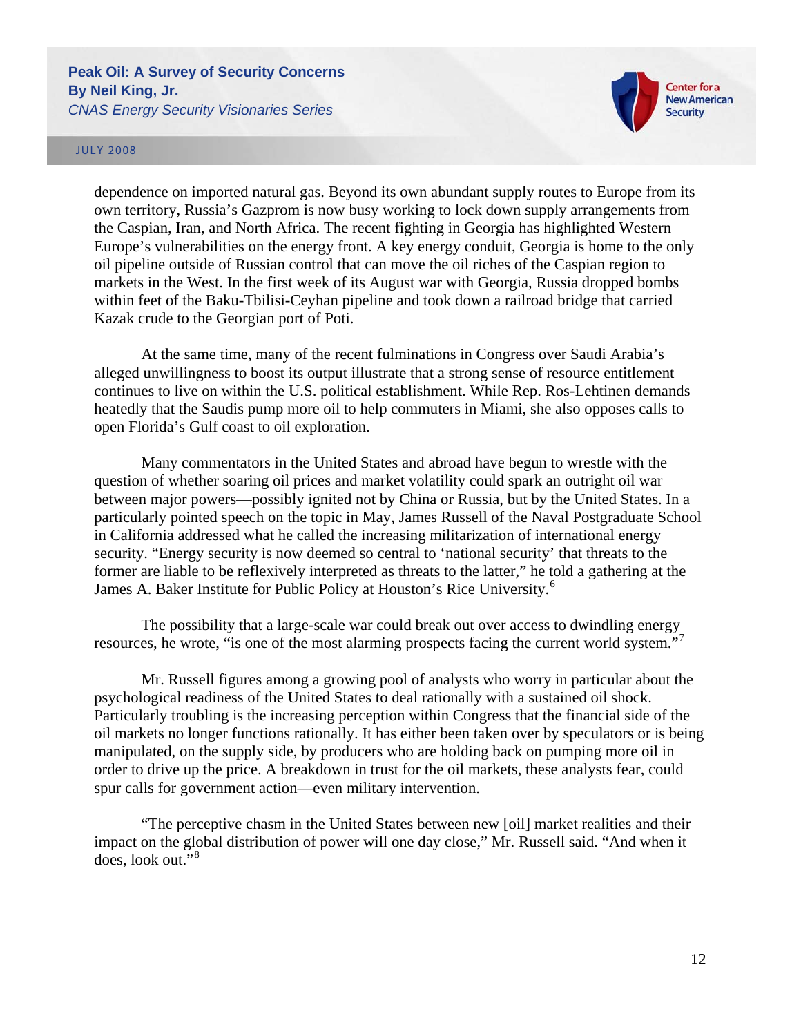dependence on imported natural gas. Beyond its own abundant supply routes to Europe from its own territory, Russia's Gazprom is now busy working to lock down supply arrangements from the Caspian, Iran, and North Africa. The recent fighting in Georgia has highlighted Western Europe's vulnerabilities on the energy front. A key energy conduit, Georgia is home to the only oil pipeline outside of Russian control that can move the oil riches of the Caspian region to markets in the West. In the first week of its August war with Georgia, Russia dropped bombs within feet of the Baku-Tbilisi-Ceyhan pipeline and took down a railroad bridge that carried Kazak crude to the Georgian port of Poti.

At the same time, many of the recent fulminations in Congress over Saudi Arabia's alleged unwillingness to boost its output illustrate that a strong sense of resource entitlement continues to live on within the U.S. political establishment. While Rep. Ros-Lehtinen demands heatedly that the Saudis pump more oil to help commuters in Miami, she also opposes calls to open Florida's Gulf coast to oil exploration.

Many commentators in the United States and abroad have begun to wrestle with the question of whether soaring oil prices and market volatility could spark an outright oil war between major powers—possibly ignited not by China or Russia, but by the United States. In a particularly pointed speech on the topic in May, James Russell of the Naval Postgraduate School in California addressed what he called the increasing militarization of international energy security. "Energy security is now deemed so central to 'national security' that threats to the former are liable to be reflexively interpreted as threats to the latter," he told a gathering at the James A. Baker Institute for Public Policy at Houston's Rice University.[6]

The possibility that a large-scale war could break out over access to dwindling energy resources, he wrote, "is one of the most alarming prospects facing the current world system."[7]

Mr. Russell figures among a growing pool of analysts who worry in particular about the psychological readiness of the United States to deal rationally with a sustained oil shock. Particularly troubling is the increasing perception within Congress that the financial side of the oil markets no longer functions rationally. It has either been taken over by speculators or is being manipulated, on the supply side, by producers who are holding back on pumping more oil in order to drive up the price. A breakdown in trust for the oil markets, these analysts fear, could spur calls for government action—even military intervention.

"The perceptive chasm in the United States between new [oil] market realities and their impact on the global distribution of power will one day close," Mr. Russell said. "And when it does, look out."[8]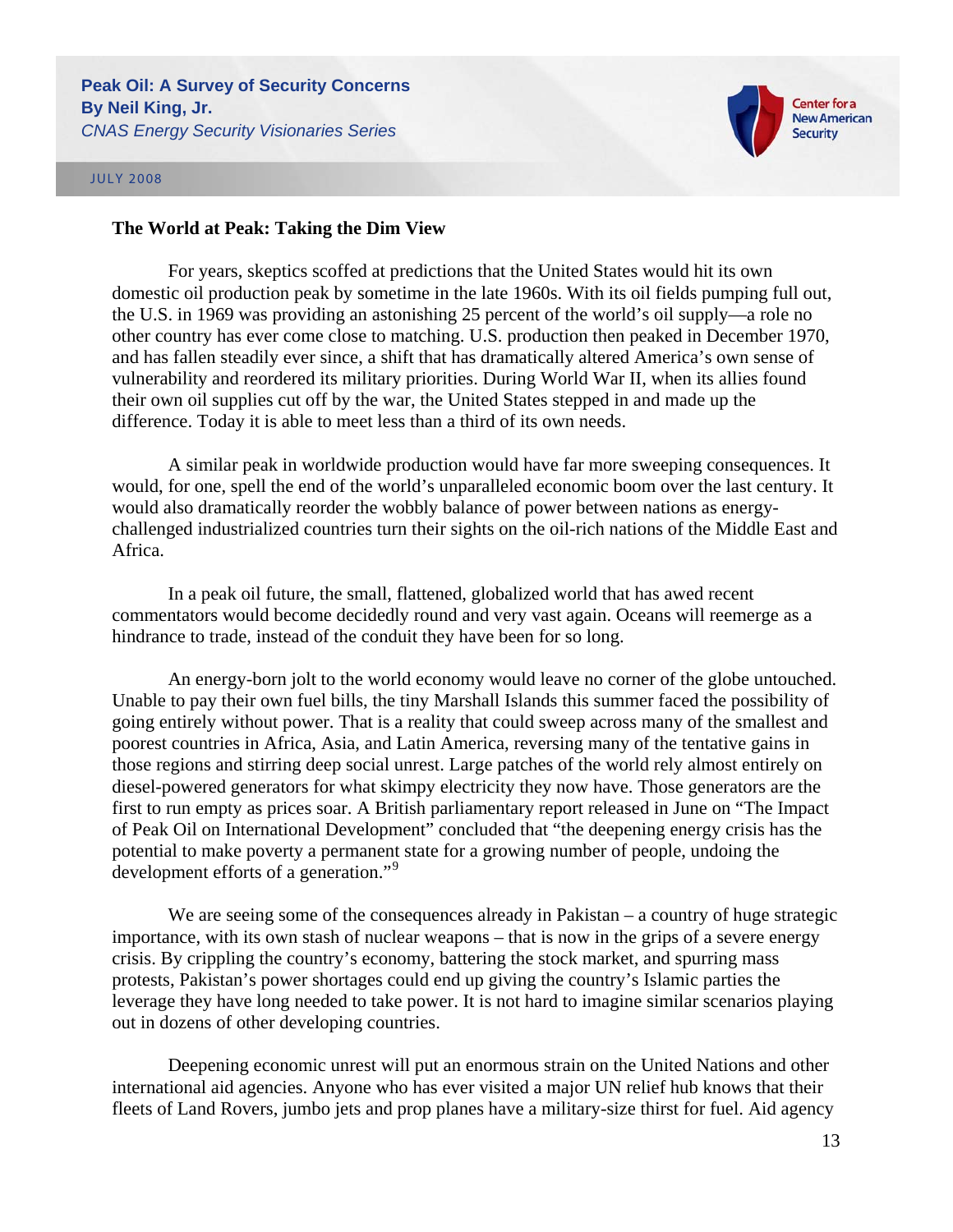## The World at Peak: Taking the Dim View

For years, skeptics scoffed at predictions that the United States would hit its own domestic oil production peak by sometime in the late 1960s. With its oil fields pumping full out, the U.S. in 1969 was providing an astonishing 25 percent of the world's oil supply—a role no other country has ever come close to matching. U.S. production then peaked in December 1970, and has fallen steadily ever since, a shift that has dramatically altered America's own sense of vulnerability and reordered its military priorities. During World War II, when its allies found their own oil supplies cut off by the war, the United States stepped in and made up the difference. Today it is able to meet less than a third of its own needs.

A similar peak in worldwide production would have far more sweeping consequences. It would, for one, spell the end of the world's unparalleled economic boom over the last century. It would also dramatically reorder the wobbly balance of power between nations as energy-challenged industrialized countries turn their sights on the oil-rich nations of the Middle East and Africa.

In a peak oil future, the small, flattened, globalized world that has awed recent commentators would become decidedly round and very vast again. Oceans will reemerge as a hindrance to trade, instead of the conduit they have been for so long.

An energy-born jolt to the world economy would leave no corner of the globe untouched. Unable to pay their own fuel bills, the tiny Marshall Islands this summer faced the possibility of going entirely without power. That is a reality that could sweep across many of the smallest and poorest countries in Africa, Asia, and Latin America, reversing many of the tentative gains in those regions and stirring deep social unrest. Large patches of the world rely almost entirely on diesel-powered generators for what skimpy electricity they now have. Those generators are the first to run empty as prices soar. A British parliamentary report released in June on "The Impact of Peak Oil on International Development" concluded that "the deepening energy crisis has the potential to make poverty a permanent state for a growing number of people, undoing the development efforts of a generation."[9]

We are seeing some of the consequences already in Pakistan – a country of huge strategic importance, with its own stash of nuclear weapons – that is now in the grips of a severe energy crisis. By crippling the country's economy, battering the stock market, and spurring mass protests, Pakistan's power shortages could end up giving the country's Islamic parties the leverage they have long needed to take power. It is not hard to imagine similar scenarios playing out in dozens of other developing countries.

Deepening economic unrest will put an enormous strain on the United Nations and other international aid agencies. Anyone who has ever visited a major UN relief hub knows that their fleets of Land Rovers, jumbo jets and prop planes have a military-size thirst for fuel. Aid agency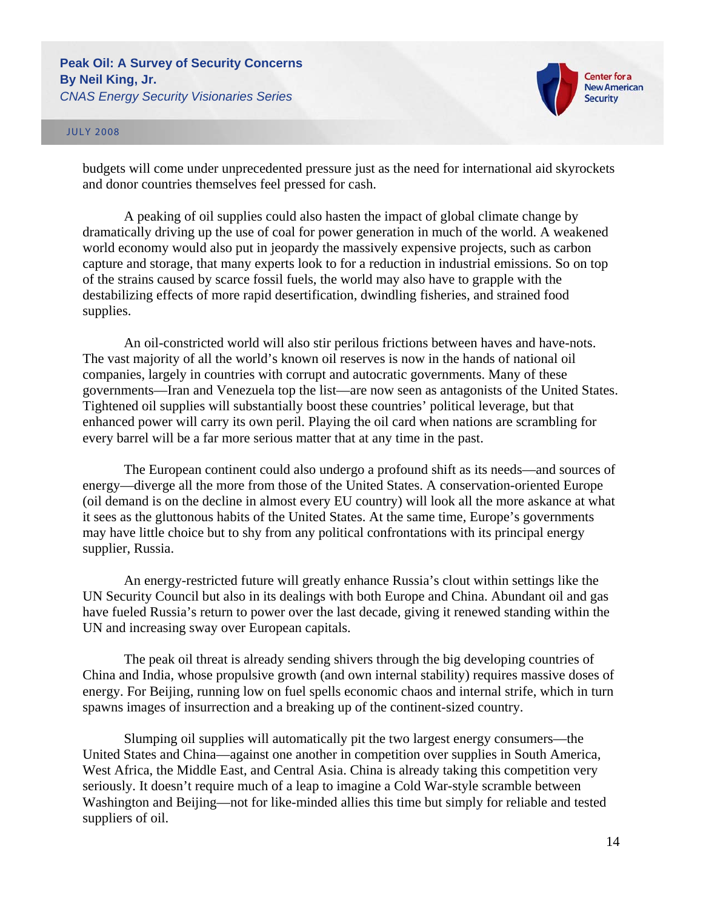budgets will come under unprecedented pressure just as the need for international aid skyrockets and donor countries themselves feel pressed for cash.

A peaking of oil supplies could also hasten the impact of global climate change by dramatically driving up the use of coal for power generation in much of the world. A weakened world economy would also put in jeopardy the massively expensive projects, such as carbon capture and storage, that many experts look to for a reduction in industrial emissions. So on top of the strains caused by scarce fossil fuels, the world may also have to grapple with the destabilizing effects of more rapid desertification, dwindling fisheries, and strained food supplies.

An oil-constricted world will also stir perilous frictions between haves and have-nots. The vast majority of all the world's known oil reserves is now in the hands of national oil companies, largely in countries with corrupt and autocratic governments. Many of these governments—Iran and Venezuela top the list—are now seen as antagonists of the United States. Tightened oil supplies will substantially boost these countries' political leverage, but that enhanced power will carry its own peril. Playing the oil card when nations are scrambling for every barrel will be a far more serious matter that at any time in the past.

The European continent could also undergo a profound shift as its needs—and sources of energy—diverge all the more from those of the United States. A conservation-oriented Europe (oil demand is on the decline in almost every EU country) will look all the more askance at what it sees as the gluttonous habits of the United States. At the same time, Europe's governments may have little choice but to shy from any political confrontations with its principal energy supplier, Russia.

An energy-restricted future will greatly enhance Russia's clout within settings like the UN Security Council but also in its dealings with both Europe and China. Abundant oil and gas have fueled Russia's return to power over the last decade, giving it renewed standing within the UN and increasing sway over European capitals.

The peak oil threat is already sending shivers through the big developing countries of China and India, whose propulsive growth (and own internal stability) requires massive doses of energy. For Beijing, running low on fuel spells economic chaos and internal strife, which in turn spawns images of insurrection and a breaking up of the continent-sized country.

Slumping oil supplies will automatically pit the two largest energy consumers—the United States and China—against one another in competition over supplies in South America, West Africa, the Middle East, and Central Asia. China is already taking this competition very seriously. It doesn't require much of a leap to imagine a Cold War-style scramble between Washington and Beijing—not for like-minded allies this time but simply for reliable and tested suppliers of oil.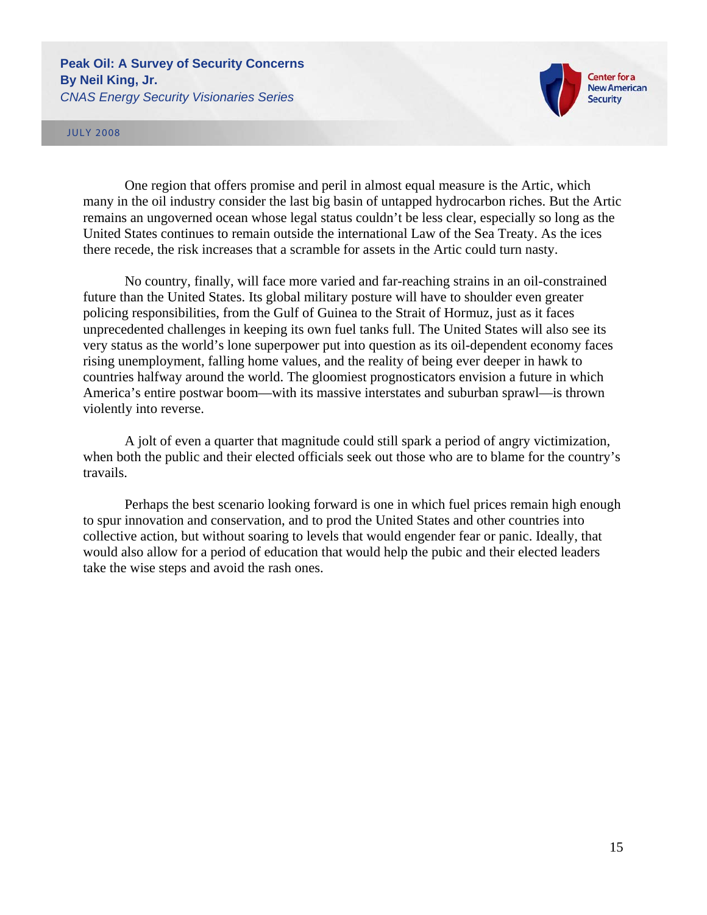One region that offers promise and peril in almost equal measure is the Artic, which many in the oil industry consider the last big basin of untapped hydrocarbon riches. But the Artic remains an ungoverned ocean whose legal status couldn't be less clear, especially so long as the United States continues to remain outside the international Law of the Sea Treaty. As the ices there recede, the risk increases that a scramble for assets in the Artic could turn nasty.

No country, finally, will face more varied and far-reaching strains in an oil-constrained future than the United States. Its global military posture will have to shoulder even greater policing responsibilities, from the Gulf of Guinea to the Strait of Hormuz, just as it faces unprecedented challenges in keeping its own fuel tanks full. The United States will also see its very status as the world's lone superpower put into question as its oil-dependent economy faces rising unemployment, falling home values, and the reality of being ever deeper in hawk to countries halfway around the world. The gloomiest prognosticators envision a future in which America's entire postwar boom—with its massive interstates and suburban sprawl—is thrown violently into reverse.

A jolt of even a quarter that magnitude could still spark a period of angry victimization, when both the public and their elected officials seek out those who are to blame for the country's travails.

Perhaps the best scenario looking forward is one in which fuel prices remain high enough to spur innovation and conservation, and to prod the United States and other countries into collective action, but without soaring to levels that would engender fear or panic. Ideally, that would also allow for a period of education that would help the pubic and their elected leaders take the wise steps and avoid the rash ones.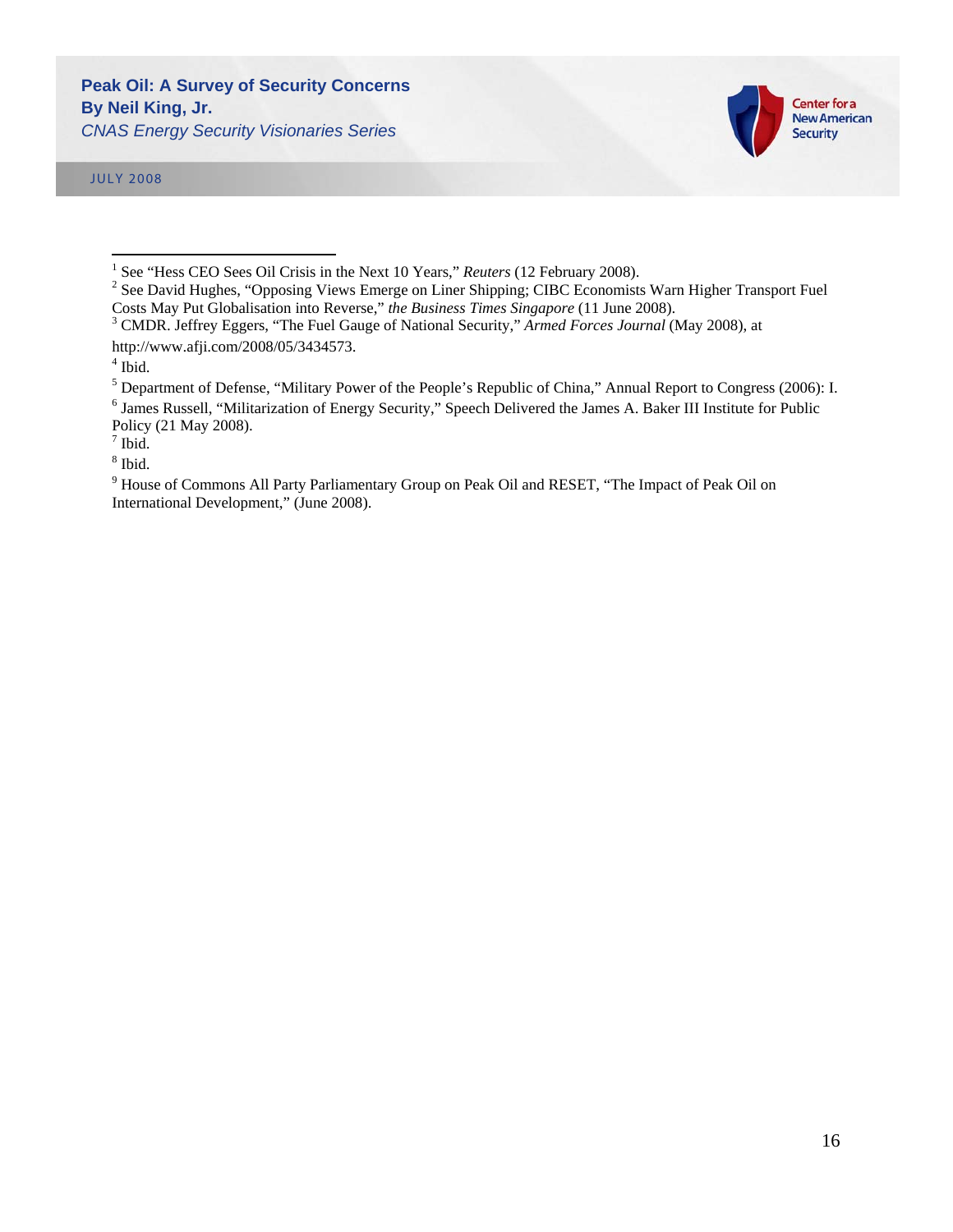[1] See "Hess CEO Sees Oil Crisis in the Next 10 Years," *Reuters* (12 February 2008).

[2] See David Hughes, "Opposing Views Emerge on Liner Shipping; CIBC Economists Warn Higher Transport Fuel Costs May Put Globalisation into Reverse," *the Business Times Singapore* (11 June 2008).

[3] CMDR. Jeffrey Eggers, "The Fuel Gauge of National Security," *Armed Forces Journal* (May 2008), at http://www.afji.com/2008/05/3434573.

[4] Ibid.

[5] Department of Defense, "Military Power of the People's Republic of China," Annual Report to Congress (2006): I.

[6] James Russell, "Militarization of Energy Security," Speech Delivered the James A. Baker III Institute for Public Policy (21 May 2008).

[7] Ibid.

[8] Ibid.

[9] House of Commons All Party Parliamentary Group on Peak Oil and RESET, "The Impact of Peak Oil on International Development," (June 2008).